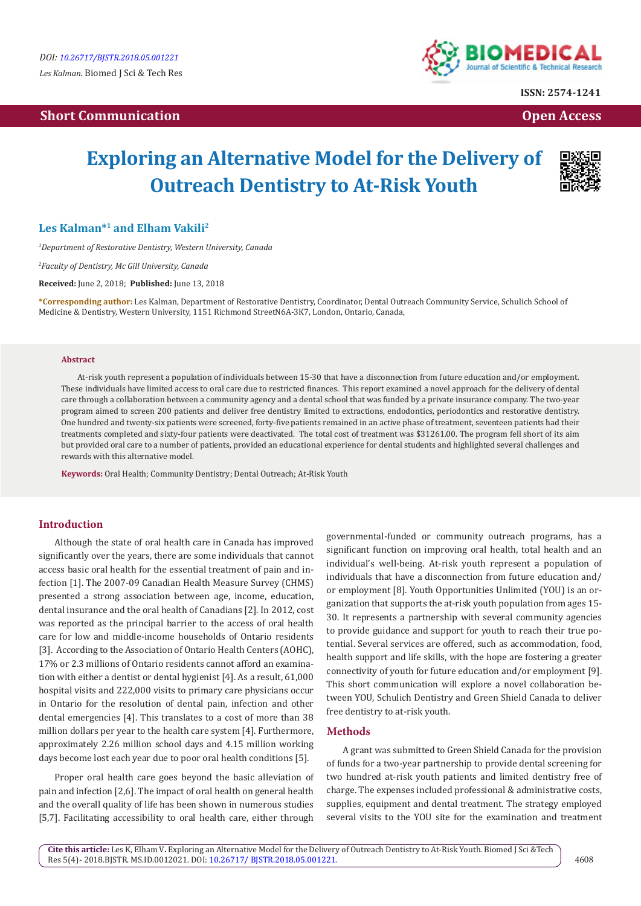Short Communication

Open Access

# Exploring an Alternative Model for the Delivery of Outreach Dentistry to At-Risk Youth

**Les Kalman*[1] and Elham Vakili[2]**

[1]*Department of Restorative Dentistry, Western University, Canada*

[2]*Faculty of Dentistry, Mc Gill University, Canada*

**Received:** June 2, 2018; **Published:** June 13, 2018

***Corresponding author:** Les Kalman, Department of Restorative Dentistry, Coordinator, Dental Outreach Community Service, Schulich School of Medicine & Dentistry, Western University, 1151 Richmond StreetN6A-3K7, London, Ontario, Canada,

### Abstract

At-risk youth represent a population of individuals between 15-30 that have a disconnection from future education and/or employment. These individuals have limited access to oral care due to restricted finances. This report examined a novel approach for the delivery of dental care through a collaboration between a community agency and a dental school that was funded by a private insurance company. The two-year program aimed to screen 200 patients and deliver free dentistry limited to extractions, endodontics, periodontics and restorative dentistry. One hundred and twenty-six patients were screened, forty-five patients remained in an active phase of treatment, seventeen patients had their treatments completed and sixty-four patients were deactivated. The total cost of treatment was $31261.00. The program fell short of its aim but provided oral care to a number of patients, provided an educational experience for dental students and highlighted several challenges and rewards with this alternative model.

**Keywords:** Oral Health; Community Dentistry; Dental Outreach; At-Risk Youth

## Introduction

Although the state of oral health care in Canada has improved significantly over the years, there are some individuals that cannot access basic oral health for the essential treatment of pain and infection [1]. The 2007-09 Canadian Health Measure Survey (CHMS) presented a strong association between age, income, education, dental insurance and the oral health of Canadians [2]. In 2012, cost was reported as the principal barrier to the access of oral health care for low and middle-income households of Ontario residents [3]. According to the Association of Ontario Health Centers (AOHC), 17% or 2.3 millions of Ontario residents cannot afford an examination with either a dentist or dental hygienist [4]. As a result, 61,000 hospital visits and 222,000 visits to primary care physicians occur in Ontario for the resolution of dental pain, infection and other dental emergencies [4]. This translates to a cost of more than 38 million dollars per year to the health care system [4]. Furthermore, approximately 2.26 million school days and 4.15 million working days become lost each year due to poor oral health conditions [5].

Proper oral health care goes beyond the basic alleviation of pain and infection [2,6]. The impact of oral health on general health and the overall quality of life has been shown in numerous studies [5,7]. Facilitating accessibility to oral health care, either through governmental-funded or community outreach programs, has a significant function on improving oral health, total health and an individual's well-being. At-risk youth represent a population of individuals that have a disconnection from future education and/or employment [8]. Youth Opportunities Unlimited (YOU) is an organization that supports the at-risk youth population from ages 15-30. It represents a partnership with several community agencies to provide guidance and support for youth to reach their true potential. Several services are offered, such as accommodation, food, health support and life skills, with the hope are fostering a greater connectivity of youth for future education and/or employment [9]. This short communication will explore a novel collaboration between YOU, Schulich Dentistry and Green Shield Canada to deliver free dentistry to at-risk youth.

## Methods

A grant was submitted to Green Shield Canada for the provision of funds for a two-year partnership to provide dental screening for two hundred at-risk youth patients and limited dentistry free of charge. The expenses included professional & administrative costs, supplies, equipment and dental treatment. The strategy employed several visits to the YOU site for the examination and treatment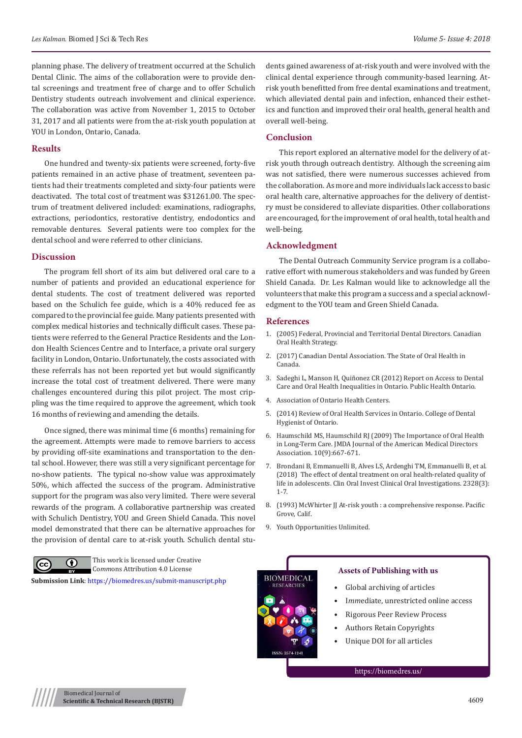planning phase. The delivery of treatment occurred at the Schulich Dental Clinic. The aims of the collaboration were to provide dental screenings and treatment free of charge and to offer Schulich Dentistry students outreach involvement and clinical experience. The collaboration was active from November 1, 2015 to October 31, 2017 and all patients were from the at-risk youth population at YOU in London, Ontario, Canada.

## Results

One hundred and twenty-six patients were screened, forty-five patients remained in an active phase of treatment, seventeen patients had their treatments completed and sixty-four patients were deactivated. The total cost of treatment was $31261.00. The spectrum of treatment delivered included: examinations, radiographs, extractions, periodontics, restorative dentistry, endodontics and removable dentures. Several patients were too complex for the dental school and were referred to other clinicians.

## Discussion

The program fell short of its aim but delivered oral care to a number of patients and provided an educational experience for dental students. The cost of treatment delivered was reported based on the Schulich fee guide, which is a 40% reduced fee as compared to the provincial fee guide. Many patients presented with complex medical histories and technically difficult cases. These patients were referred to the General Practice Residents and the London Health Sciences Centre and to Interface, a private oral surgery facility in London, Ontario. Unfortunately, the costs associated with these referrals has not been reported yet but would significantly increase the total cost of treatment delivered. There were many challenges encountered during this pilot project. The most crippling was the time required to approve the agreement, which took 16 months of reviewing and amending the details.

Once signed, there was minimal time (6 months) remaining for the agreement. Attempts were made to remove barriers to access by providing off-site examinations and transportation to the dental school. However, there was still a very significant percentage for no-show patients. The typical no-show value was approximately 50%, which affected the success of the program. Administrative support for the program was also very limited. There were several rewards of the program. A collaborative partnership was created with Schulich Dentistry, YOU and Green Shield Canada. This novel model demonstrated that there can be alternative approaches for the provision of dental care to at-risk youth. Schulich dental students gained awareness of at-risk youth and were involved with the clinical dental experience through community-based learning. At-risk youth benefitted from free dental examinations and treatment, which alleviated dental pain and infection, enhanced their esthetics and function and improved their oral health, general health and overall well-being.

## Conclusion

This report explored an alternative model for the delivery of at-risk youth through outreach dentistry. Although the screening aim was not satisfied, there were numerous successes achieved from the collaboration. As more and more individuals lack access to basic oral health care, alternative approaches for the delivery of dentistry must be considered to alleviate disparities. Other collaborations are encouraged, for the improvement of oral health, total health and well-being.

## Acknowledgment

The Dental Outreach Community Service program is a collaborative effort with numerous stakeholders and was funded by Green Shield Canada. Dr. Les Kalman would like to acknowledge all the volunteers that make this program a success and a special acknowledgment to the YOU team and Green Shield Canada.

## References

1. (2005) Federal, Provincial and Territorial Dental Directors. Canadian Oral Health Strategy.
2. (2017) Canadian Dental Association. The State of Oral Health in Canada.
3. Sadeghi L, Manson H, Quiñonez CR (2012) Report on Access to Dental Care and Oral Health Inequalities in Ontario. Public Health Ontario.
4. Association of Ontario Health Centers.
5. (2014) Review of Oral Health Services in Ontario. College of Dental Hygienist of Ontario.
6. Haumschild MS, Haumschild RJ (2009) The Importance of Oral Health in Long-Term Care. JMDA Journal of the American Medical Directors Association. 10(9):667-671.
7. Brondani B, Emmanuelli B, Alves LS, Ardenghi TM, Emmanuelli B, et al. (2018) The effect of dental treatment on oral health-related quality of life in adolescents. Clin Oral Invest Clinical Oral Investigations. 2328(3): 1-7.
8. (1993) McWhirter JJ At-risk youth : a comprehensive response. Pacific Grove, Calif.
9. Youth Opportunities Unlimited.

This work is licensed under Creative Commons Attribution 4.0 License

**Submission Link**: https://biomedres.us/submit-manuscript.php

### Assets of Publishing with us

- Global archiving of articles
- Immediate, unrestricted online access
- Rigorous Peer Review Process
- Authors Retain Copyrights
- Unique DOI for all articles

https://biomedres.us/